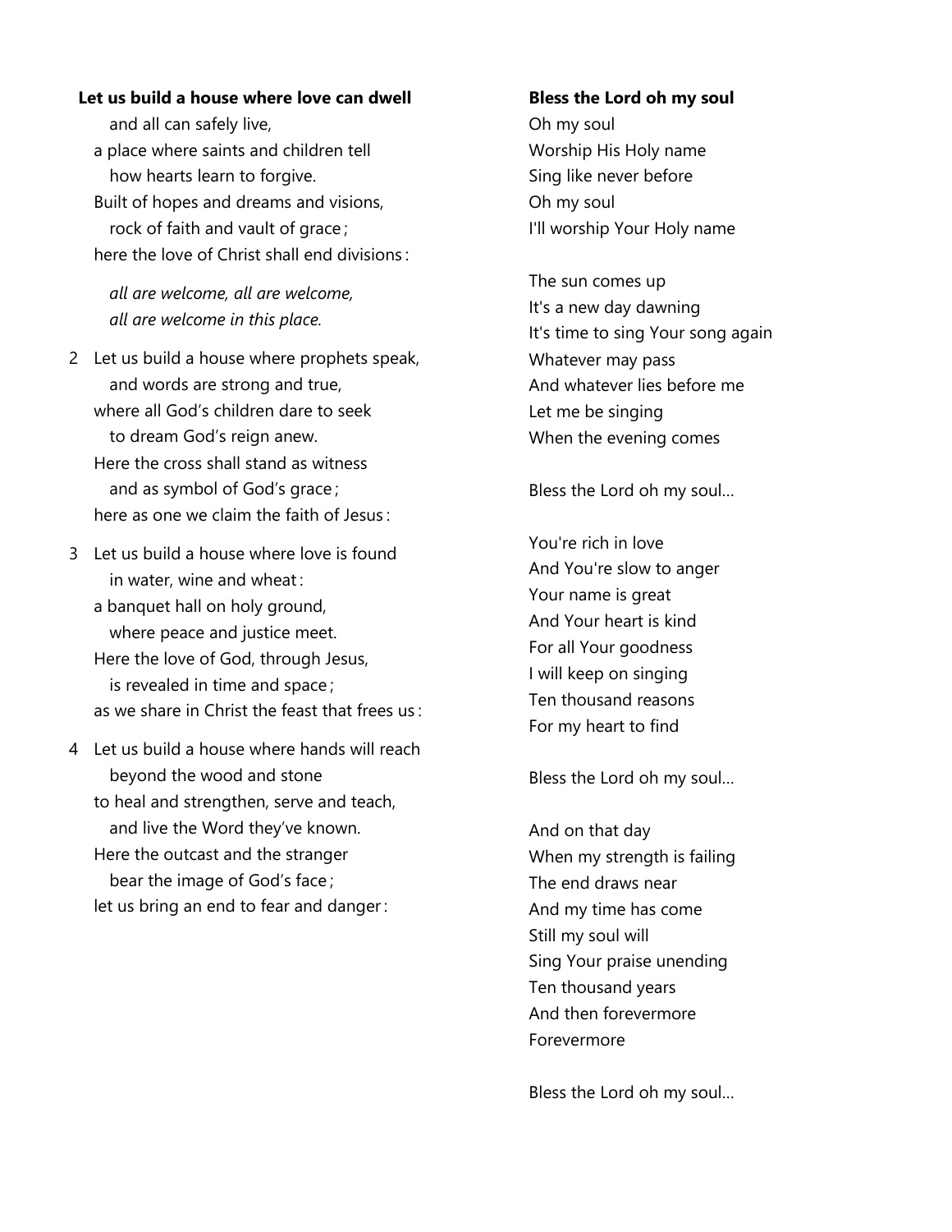**Let us build a house where love can dwell**
and all can safely live,
a place where saints and children tell
how hearts learn to forgive.
Built of hopes and dreams and visions,
rock of faith and vault of grace ;
here the love of Christ shall end divisions :

*all are welcome, all are welcome,*
*all are welcome in this place.*

2 Let us build a house where prophets speak,
and words are strong and true,
where all God's children dare to seek
to dream God's reign anew.
Here the cross shall stand as witness
and as symbol of God's grace ;
here as one we claim the faith of Jesus :

3 Let us build a house where love is found
in water, wine and wheat :
a banquet hall on holy ground,
where peace and justice meet.
Here the love of God, through Jesus,
is revealed in time and space ;
as we share in Christ the feast that frees us :

4 Let us build a house where hands will reach
beyond the wood and stone
to heal and strengthen, serve and teach,
and live the Word they've known.
Here the outcast and the stranger
bear the image of God's face ;
let us bring an end to fear and danger :

**Bless the Lord oh my soul**
Oh my soul
Worship His Holy name
Sing like never before
Oh my soul
I'll worship Your Holy name

The sun comes up
It's a new day dawning
It's time to sing Your song again
Whatever may pass
And whatever lies before me
Let me be singing
When the evening comes

Bless the Lord oh my soul…

You're rich in love
And You're slow to anger
Your name is great
And Your heart is kind
For all Your goodness
I will keep on singing
Ten thousand reasons
For my heart to find

Bless the Lord oh my soul…

And on that day
When my strength is failing
The end draws near
And my time has come
Still my soul will
Sing Your praise unending
Ten thousand years
And then forevermore
Forevermore

Bless the Lord oh my soul…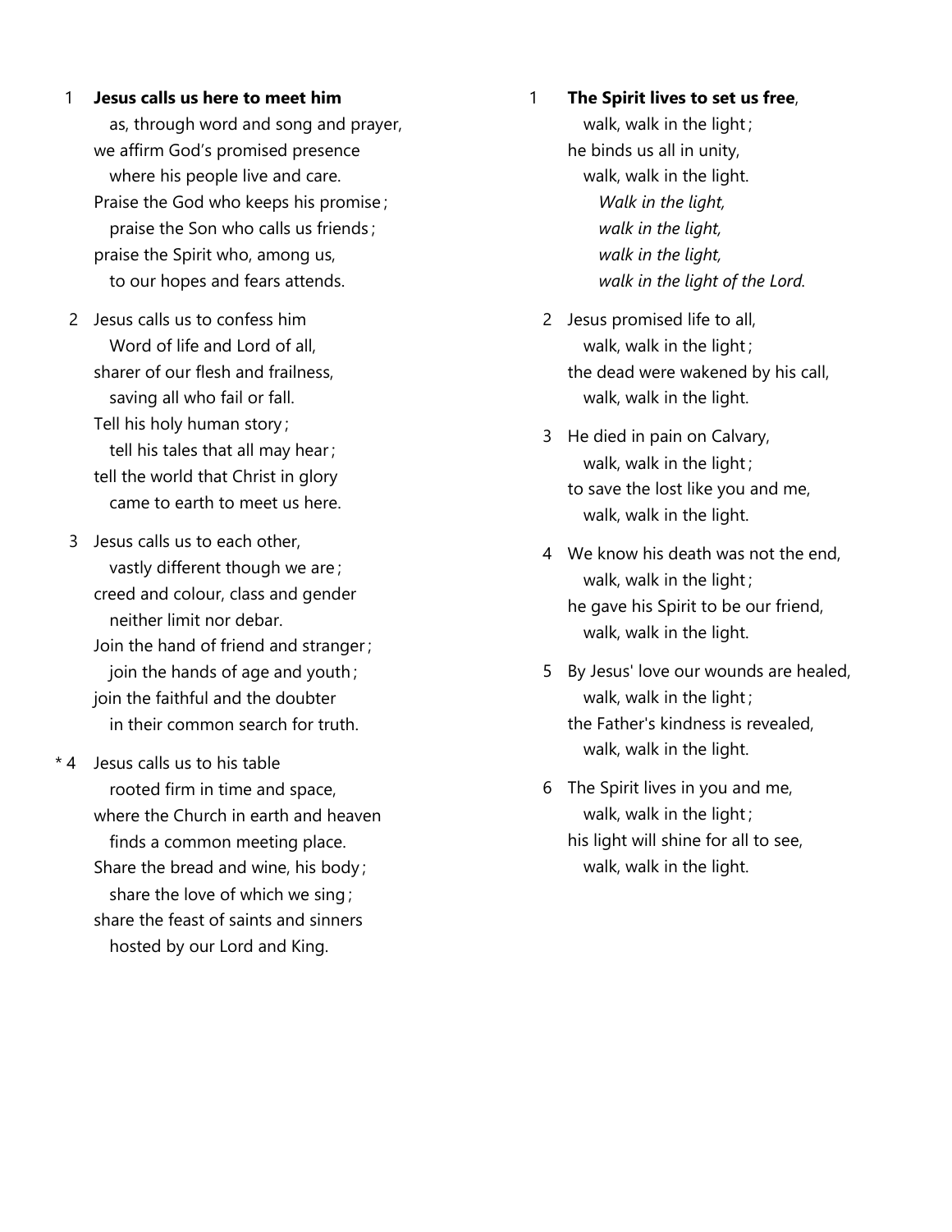1 **Jesus calls us here to meet him**
as, through word and song and prayer,
we affirm God's promised presence
where his people live and care.
Praise the God who keeps his promise ;
praise the Son who calls us friends ;
praise the Spirit who, among us,
to our hopes and fears attends.

2 Jesus calls us to confess him
Word of life and Lord of all,
sharer of our flesh and frailness,
saving all who fail or fall.
Tell his holy human story ;
tell his tales that all may hear ;
tell the world that Christ in glory
came to earth to meet us here.

3 Jesus calls us to each other,
vastly different though we are ;
creed and colour, class and gender
neither limit nor debar.
Join the hand of friend and stranger ;
join the hands of age and youth ;
join the faithful and the doubter
in their common search for truth.

* 4 Jesus calls us to his table
rooted firm in time and space,
where the Church in earth and heaven
finds a common meeting place.
Share the bread and wine, his body ;
share the love of which we sing ;
share the feast of saints and sinners
hosted by our Lord and King.

1 **The Spirit lives to set us free**,
walk, walk in the light ;
he binds us all in unity,
walk, walk in the light.
*Walk in the light,*
*walk in the light,*
*walk in the light,*
*walk in the light of the Lord.*

2 Jesus promised life to all,
walk, walk in the light ;
the dead were wakened by his call,
walk, walk in the light.

3 He died in pain on Calvary,
walk, walk in the light ;
to save the lost like you and me,
walk, walk in the light.

4 We know his death was not the end,
walk, walk in the light ;
he gave his Spirit to be our friend,
walk, walk in the light.

5 By Jesus' love our wounds are healed,
walk, walk in the light ;
the Father's kindness is revealed,
walk, walk in the light.

6 The Spirit lives in you and me,
walk, walk in the light ;
his light will shine for all to see,
walk, walk in the light.